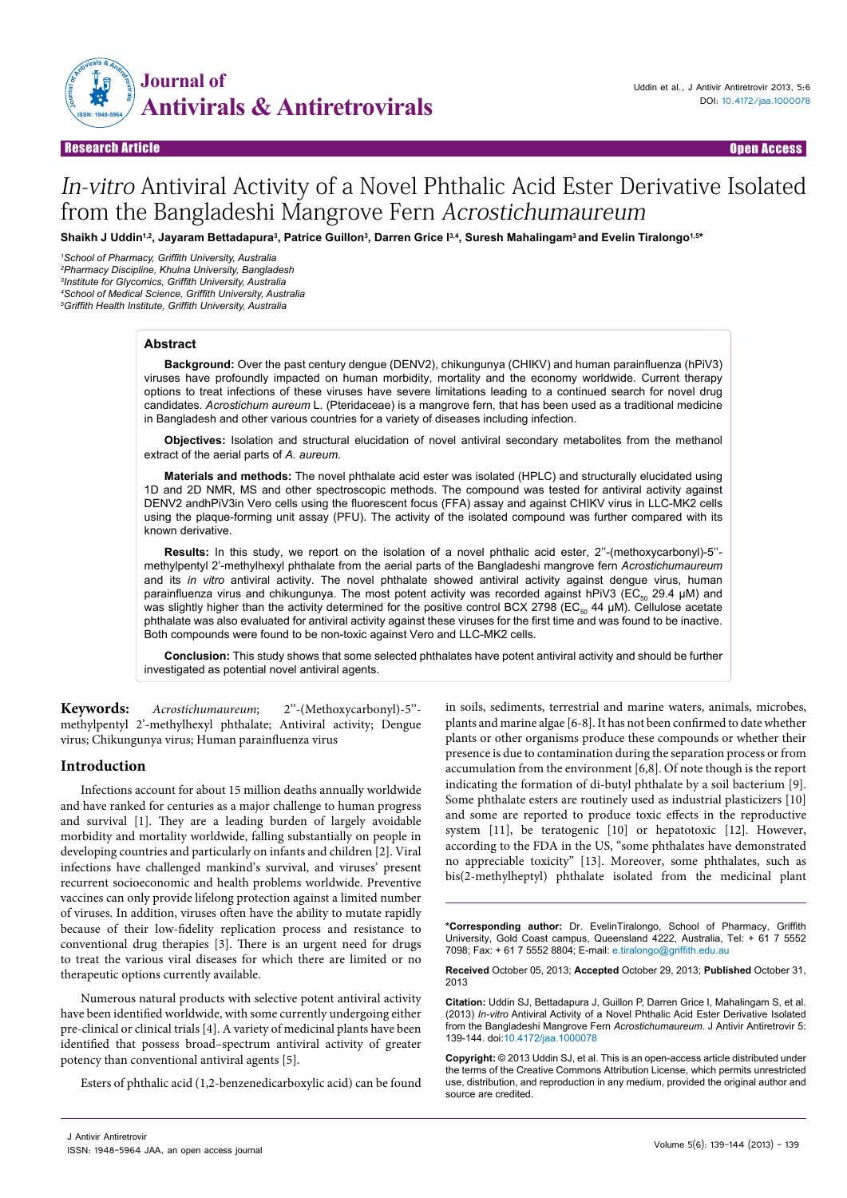Research Article | Open Access

# *In-vitro* Antiviral Activity of a Novel Phthalic Acid Ester Derivative Isolated from the Bangladeshi Mangrove Fern *Acrostichumaureum*

**Shaikh J Uddin[1,2], Jayaram Bettadapura[3], Patrice Guillon[3], Darren Grice I[3,4], Suresh Mahalingam[3] and Evelin Tiralongo[1,5]***

[1]*School of Pharmacy, Griffith University, Australia*
[2]*Pharmacy Discipline, Khulna University, Bangladesh*
[3]*Institute for Glycomics, Griffith University, Australia*
[4]*School of Medical Science, Griffith University, Australia*
[5]*Griffith Health Institute, Griffith University, Australia*

## Abstract

**Background:** Over the past century dengue (DENV2), chikungunya (CHIKV) and human parainfluenza (hPiV3) viruses have profoundly impacted on human morbidity, mortality and the economy worldwide. Current therapy options to treat infections of these viruses have severe limitations leading to a continued search for novel drug candidates. *Acrostichum aureum* L. (Pteridaceae) is a mangrove fern, that has been used as a traditional medicine in Bangladesh and other various countries for a variety of diseases including infection.

**Objectives:** Isolation and structural elucidation of novel antiviral secondary metabolites from the methanol extract of the aerial parts of *A. aureum*.

**Materials and methods:** The novel phthalate acid ester was isolated (HPLC) and structurally elucidated using 1D and 2D NMR, MS and other spectroscopic methods. The compound was tested for antiviral activity against DENV2 andhPiV3in Vero cells using the fluorescent focus (FFA) assay and against CHIKV virus in LLC-MK2 cells using the plaque-forming unit assay (PFU). The activity of the isolated compound was further compared with its known derivative.

**Results:** In this study, we report on the isolation of a novel phthalic acid ester, 2''-(methoxycarbonyl)-5''-methylpentyl 2'-methylhexyl phthalate from the aerial parts of the Bangladeshi mangrove fern *Acrostichumaureum* and its *in vitro* antiviral activity. The novel phthalate showed antiviral activity against dengue virus, human parainfluenza virus and chikungunya. The most potent activity was recorded against hPiV3 ($EC_{50}$ 29.4 μM) and was slightly higher than the activity determined for the positive control BCX 2798 ($EC_{50}$ 44 μM). Cellulose acetate phthalate was also evaluated for antiviral activity against these viruses for the first time and was found to be inactive. Both compounds were found to be non-toxic against Vero and LLC-MK2 cells.

**Conclusion:** This study shows that some selected phthalates have potent antiviral activity and should be further investigated as potential novel antiviral agents.

**Keywords:** *Acrostichumaureum*; 2''-(Methoxycarbonyl)-5''-methylpentyl 2'-methylhexyl phthalate; Antiviral activity; Dengue virus; Chikungunya virus; Human parainfluenza virus

## Introduction

Infections account for about 15 million deaths annually worldwide and have ranked for centuries as a major challenge to human progress and survival [1]. They are a leading burden of largely avoidable morbidity and mortality worldwide, falling substantially on people in developing countries and particularly on infants and children [2]. Viral infections have challenged mankind's survival, and viruses' present recurrent socioeconomic and health problems worldwide. Preventive vaccines can only provide lifelong protection against a limited number of viruses. In addition, viruses often have the ability to mutate rapidly because of their low-fidelity replication process and resistance to conventional drug therapies [3]. There is an urgent need for drugs to treat the various viral diseases for which there are limited or no therapeutic options currently available.

Numerous natural products with selective potent antiviral activity have been identified worldwide, with some currently undergoing either pre-clinical or clinical trials [4]. A variety of medicinal plants have been identified that possess broad–spectrum antiviral activity of greater potency than conventional antiviral agents [5].

Esters of phthalic acid (1,2-benzenedicarboxylic acid) can be found in soils, sediments, terrestrial and marine waters, animals, microbes, plants and marine algae [6-8]. It has not been confirmed to date whether plants or other organisms produce these compounds or whether their presence is due to contamination during the separation process or from accumulation from the environment [6,8]. Of note though is the report indicating the formation of di-butyl phthalate by a soil bacterium [9]. Some phthalate esters are routinely used as industrial plasticizers [10] and some are reported to produce toxic effects in the reproductive system [11], be teratogenic [10] or hepatotoxic [12]. However, according to the FDA in the US, "some phthalates have demonstrated no appreciable toxicity" [13]. Moreover, some phthalates, such as bis(2-methylheptyl) phthalate isolated from the medicinal plant

**\*Corresponding author:** Dr. EvelinTiralongo, School of Pharmacy, Griffith University, Gold Coast campus, Queensland 4222, Australia, Tel: + 61 7 5552 7098; Fax: + 61 7 5552 8804; E-mail: e.tiralongo@griffith.edu.au

**Received** October 05, 2013; **Accepted** October 29, 2013; **Published** October 31, 2013

**Citation:** Uddin SJ, Bettadapura J, Guillon P, Darren Grice I, Mahalingam S, et al. (2013) *In-vitro* Antiviral Activity of a Novel Phthalic Acid Ester Derivative Isolated from the Bangladeshi Mangrove Fern *Acrostichumaureum*. J Antivir Antiretrovir 5: 139-144. doi:10.4172/jaa.1000078

**Copyright:** © 2013 Uddin SJ, et al. This is an open-access article distributed under the terms of the Creative Commons Attribution License, which permits unrestricted use, distribution, and reproduction in any medium, provided the original author and source are credited.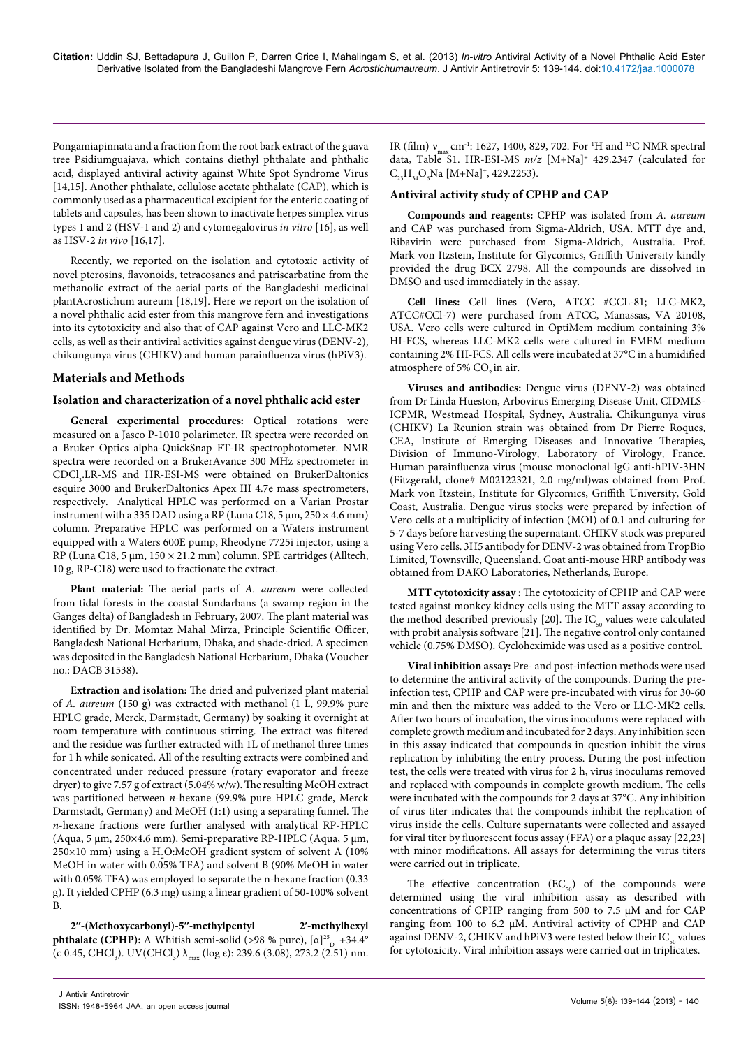Pongamiapinnata and a fraction from the root bark extract of the guava tree Psidiumguajava, which contains diethyl phthalate and phthalic acid, displayed antiviral activity against White Spot Syndrome Virus [14,15]. Another phthalate, cellulose acetate phthalate (CAP), which is commonly used as a pharmaceutical excipient for the enteric coating of tablets and capsules, has been shown to inactivate herpes simplex virus types 1 and 2 (HSV-1 and 2) and cytomegalovirus *in vitro* [16], as well as HSV-2 *in vivo* [16,17].

Recently, we reported on the isolation and cytotoxic activity of novel pterosins, flavonoids, tetracosanes and patriscarbatine from the methanolic extract of the aerial parts of the Bangladeshi medicinal plantAcrostichum aureum [18,19]. Here we report on the isolation of a novel phthalic acid ester from this mangrove fern and investigations into its cytotoxicity and also that of CAP against Vero and LLC-MK2 cells, as well as their antiviral activities against dengue virus (DENV-2), chikungunya virus (CHIKV) and human parainfluenza virus (hPiV3).

## Materials and Methods

### Isolation and characterization of a novel phthalic acid ester

**General experimental procedures:** Optical rotations were measured on a Jasco P-1010 polarimeter. IR spectra were recorded on a Bruker Optics alpha-QuickSnap FT-IR spectrophotometer. NMR spectra were recorded on a BrukerAvance 300 MHz spectrometer in $CDCl_3$.LR-MS and HR-ESI-MS were obtained on BrukerDaltonics esquire 3000 and BrukerDaltonics Apex III 4.7e mass spectrometers, respectively. Analytical HPLC was performed on a Varian Prostar instrument with a 335 DAD using a RP (Luna C18, 5 μm, 250 × 4.6 mm) column. Preparative HPLC was performed on a Waters instrument equipped with a Waters 600E pump, Rheodyne 7725i injector, using a RP (Luna C18, 5 μm, 150 × 21.2 mm) column. SPE cartridges (Alltech, 10 g, RP-C18) were used to fractionate the extract.

**Plant material:** The aerial parts of *A. aureum* were collected from tidal forests in the coastal Sundarbans (a swamp region in the Ganges delta) of Bangladesh in February, 2007. The plant material was identified by Dr. Momtaz Mahal Mirza, Principle Scientific Officer, Bangladesh National Herbarium, Dhaka, and shade-dried. A specimen was deposited in the Bangladesh National Herbarium, Dhaka (Voucher no.: DACB 31538).

**Extraction and isolation:** The dried and pulverized plant material of *A. aureum* (150 g) was extracted with methanol (1 L, 99.9% pure HPLC grade, Merck, Darmstadt, Germany) by soaking it overnight at room temperature with continuous stirring. The extract was filtered and the residue was further extracted with 1L of methanol three times for 1 h while sonicated. All of the resulting extracts were combined and concentrated under reduced pressure (rotary evaporator and freeze dryer) to give 7.57 g of extract (5.04% w/w). The resulting MeOH extract was partitioned between *n*-hexane (99.9% pure HPLC grade, Merck Darmstadt, Germany) and MeOH (1:1) using a separating funnel. The *n*-hexane fractions were further analysed with analytical RP-HPLC (Aqua, 5 μm, 250×4.6 mm). Semi-preparative RP-HPLC (Aqua, 5 μm, 250×10 mm) using a $H_2O$:MeOH gradient system of solvent A (10% MeOH in water with 0.05% TFA) and solvent B (90% MeOH in water with 0.05% TFA) was employed to separate the n-hexane fraction (0.33 g). It yielded CPHP (6.3 mg) using a linear gradient of 50-100% solvent B.

**2′′-(Methoxycarbonyl)-5′′-methylpentyl 2′-methylhexyl phthalate (CPHP):** A Whitish semi-solid (>98 % pure), $[\alpha]^{25}_{D}$ +34.4° (c 0.45, $CHCl_3$). UV($CHCl_3$) $\lambda_{max}$ (log ε): 239.6 (3.08), 273.2 (2.51) nm. IR (film) $\nu_{max}$ $cm^{-1}$: 1627, 1400, 829, 702. For $^{1}H$ and $^{13}C$ NMR spectral data, Table S1. HR-ESI-MS *m/z* $[M+Na]^+$ 429.2347 (calculated for $C_{23}H_{34}O_6Na$ $[M+Na]^+$, 429.2253).

### Antiviral activity study of CPHP and CAP

**Compounds and reagents:** CPHP was isolated from *A. aureum* and CAP was purchased from Sigma-Aldrich, USA. MTT dye and, Ribavirin were purchased from Sigma-Aldrich, Australia. Prof. Mark von Itzstein, Institute for Glycomics, Griffith University kindly provided the drug BCX 2798. All the compounds are dissolved in DMSO and used immediately in the assay.

**Cell lines:** Cell lines (Vero, ATCC #CCL-81; LLC-MK2, ATCC#CCl-7) were purchased from ATCC, Manassas, VA 20108, USA. Vero cells were cultured in OptiMem medium containing 3% HI-FCS, whereas LLC-MK2 cells were cultured in EMEM medium containing 2% HI-FCS. All cells were incubated at 37°C in a humidified atmosphere of 5% $CO_2$ in air.

**Viruses and antibodies:** Dengue virus (DENV-2) was obtained from Dr Linda Hueston, Arbovirus Emerging Disease Unit, CIDMLS-ICPMR, Westmead Hospital, Sydney, Australia. Chikungunya virus (CHIKV) La Reunion strain was obtained from Dr Pierre Roques, CEA, Institute of Emerging Diseases and Innovative Therapies, Division of Immuno-Virology, Laboratory of Virology, France. Human parainfluenza virus (mouse monoclonal IgG anti-hPIV-3HN (Fitzgerald, clone# M02122321, 2.0 mg/ml)was obtained from Prof. Mark von Itzstein, Institute for Glycomics, Griffith University, Gold Coast, Australia. Dengue virus stocks were prepared by infection of Vero cells at a multiplicity of infection (MOI) of 0.1 and culturing for 5-7 days before harvesting the supernatant. CHIKV stock was prepared using Vero cells. 3H5 antibody for DENV-2 was obtained from TropBio Limited, Townsville, Queensland. Goat anti-mouse HRP antibody was obtained from DAKO Laboratories, Netherlands, Europe.

**MTT cytotoxicity assay :** The cytotoxicity of CPHP and CAP were tested against monkey kidney cells using the MTT assay according to the method described previously [20]. The $IC_{50}$ values were calculated with probit analysis software [21]. The negative control only contained vehicle (0.75% DMSO). Cycloheximide was used as a positive control.

**Viral inhibition assay:** Pre- and post-infection methods were used to determine the antiviral activity of the compounds. During the pre-infection test, CPHP and CAP were pre-incubated with virus for 30-60 min and then the mixture was added to the Vero or LLC-MK2 cells. After two hours of incubation, the virus inoculums were replaced with complete growth medium and incubated for 2 days. Any inhibition seen in this assay indicated that compounds in question inhibit the virus replication by inhibiting the entry process. During the post-infection test, the cells were treated with virus for 2 h, virus inoculums removed and replaced with compounds in complete growth medium. The cells were incubated with the compounds for 2 days at 37°C. Any inhibition of virus titer indicates that the compounds inhibit the replication of virus inside the cells. Culture supernatants were collected and assayed for viral titer by fluorescent focus assay (FFA) or a plaque assay [22,23] with minor modifications. All assays for determining the virus titers were carried out in triplicate.

The effective concentration ($EC_{50}$) of the compounds were determined using the viral inhibition assay as described with concentrations of CPHP ranging from 500 to 7.5 μM and for CAP ranging from 100 to 6.2 μM. Antiviral activity of CPHP and CAP against DENV-2, CHIKV and hPiV3 were tested below their $IC_{50}$ values for cytotoxicity. Viral inhibition assays were carried out in triplicates.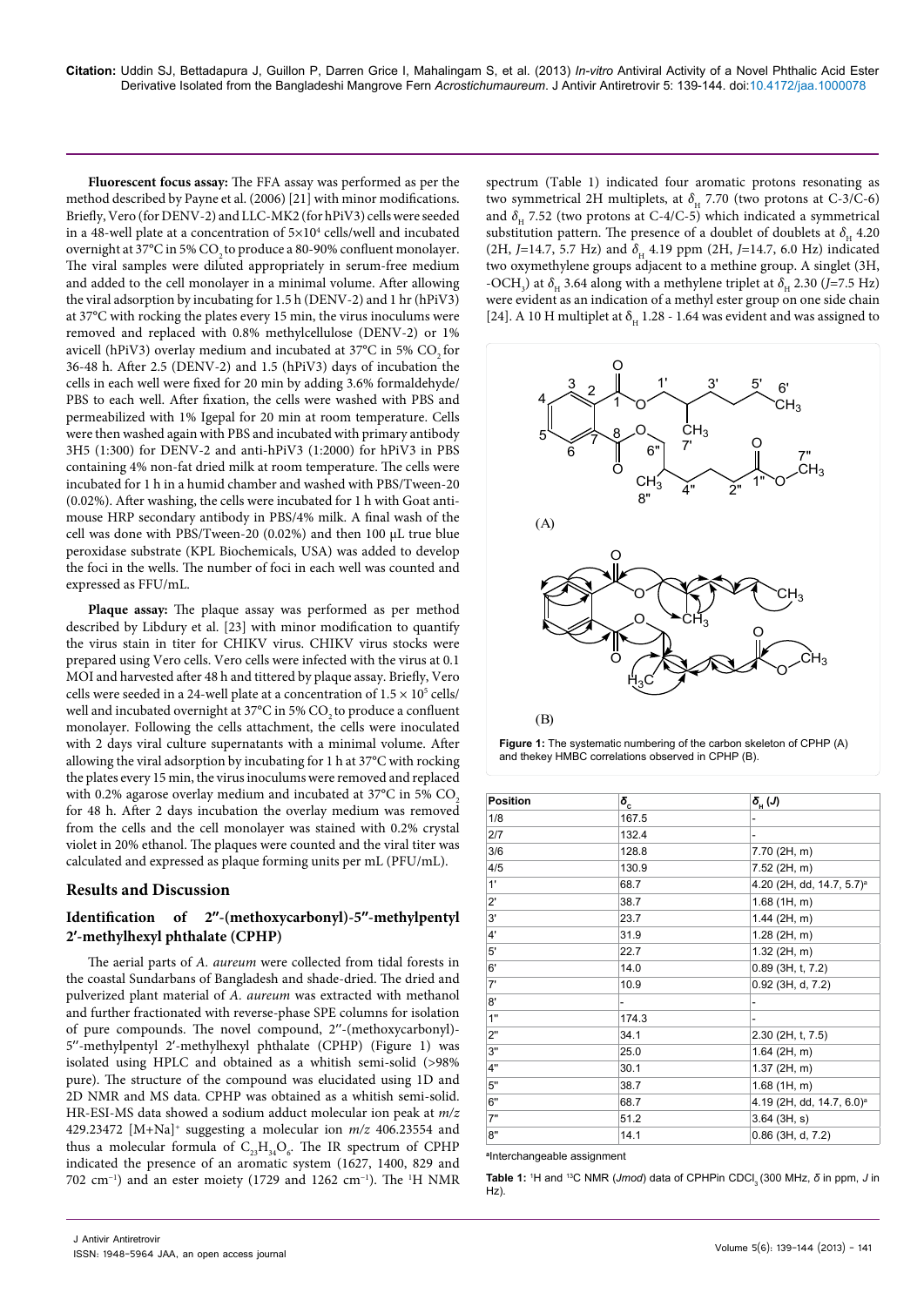**Fluorescent focus assay:** The FFA assay was performed as per the method described by Payne et al. (2006) [21] with minor modifications. Briefly, Vero (for DENV-2) and LLC-MK2 (for hPiV3) cells were seeded in a 48-well plate at a concentration of $5 \times 10^4$ cells/well and incubated overnight at 37°C in 5% $CO_2$ to produce a 80-90% confluent monolayer. The viral samples were diluted appropriately in serum-free medium and added to the cell monolayer in a minimal volume. After allowing the viral adsorption by incubating for 1.5 h (DENV-2) and 1 hr (hPiV3) at 37°C with rocking the plates every 15 min, the virus inoculums were removed and replaced with 0.8% methylcellulose (DENV-2) or 1% avicell (hPiV3) overlay medium and incubated at 37°C in 5% $CO_2$ for 36-48 h. After 2.5 (DENV-2) and 1.5 (hPiV3) days of incubation the cells in each well were fixed for 20 min by adding 3.6% formaldehyde/PBS to each well. After fixation, the cells were washed with PBS and permeabilized with 1% Igepal for 20 min at room temperature. Cells were then washed again with PBS and incubated with primary antibody 3H5 (1:300) for DENV-2 and anti-hPiV3 (1:2000) for hPiV3 in PBS containing 4% non-fat dried milk at room temperature. The cells were incubated for 1 h in a humid chamber and washed with PBS/Tween-20 (0.02%). After washing, the cells were incubated for 1 h with Goat anti-mouse HRP secondary antibody in PBS/4% milk. A final wash of the cell was done with PBS/Tween-20 (0.02%) and then 100 µL true blue peroxidase substrate (KPL Biochemicals, USA) was added to develop the foci in the wells. The number of foci in each well was counted and expressed as FFU/mL.

**Plaque assay:** The plaque assay was performed as per method described by Libdury et al. [23] with minor modification to quantify the virus stain in titer for CHIKV virus. CHIKV virus stocks were prepared using Vero cells. Vero cells were infected with the virus at 0.1 MOI and harvested after 48 h and tittered by plaque assay. Briefly, Vero cells were seeded in a 24-well plate at a concentration of $1.5 \times 10^5$ cells/well and incubated overnight at 37°C in 5% $CO_2$ to produce a confluent monolayer. Following the cells attachment, the cells were inoculated with 2 days viral culture supernatants with a minimal volume. After allowing the viral adsorption by incubating for 1 h at 37°C with rocking the plates every 15 min, the virus inoculums were removed and replaced with 0.2% agarose overlay medium and incubated at 37°C in 5% $CO_2$ for 48 h. After 2 days incubation the overlay medium was removed from the cells and the cell monolayer was stained with 0.2% crystal violet in 20% ethanol. The plaques were counted and the viral titer was calculated and expressed as plaque forming units per mL (PFU/mL).

## Results and Discussion

### Identification of 2′′-(methoxycarbonyl)-5′′-methylpentyl 2′-methylhexyl phthalate (CPHP)

The aerial parts of *A. aureum* were collected from tidal forests in the coastal Sundarbans of Bangladesh and shade-dried. The dried and pulverized plant material of *A. aureum* was extracted with methanol and further fractionated with reverse-phase SPE columns for isolation of pure compounds. The novel compound, 2′′-(methoxycarbonyl)-5′′-methylpentyl 2′-methylhexyl phthalate (CPHP) (Figure 1) was isolated using HPLC and obtained as a whitish semi-solid (>98% pure). The structure of the compound was elucidated using 1D and 2D NMR and MS data. CPHP was obtained as a whitish semi-solid. HR-ESI-MS data showed a sodium adduct molecular ion peak at *m/z* 429.23472 $[M+Na]^+$ suggesting a molecular ion *m/z* 406.23554 and thus a molecular formula of $C_{23}H_{34}O_6$. The IR spectrum of CPHP indicated the presence of an aromatic system (1627, 1400, 829 and 702 $cm^{-1}$) and an ester moiety (1729 and 1262 $cm^{-1}$). The $^1H$ NMR spectrum (Table 1) indicated four aromatic protons resonating as two symmetrical 2H multiplets, at $\delta_H$ 7.70 (two protons at C-3/C-6) and $\delta_H$ 7.52 (two protons at C-4/C-5) which indicated a symmetrical substitution pattern. The presence of a doublet of doublets at $\delta_H$ 4.20 (2H, *J*=14.7, 5.7 Hz) and $\delta_H$ 4.19 ppm (2H, *J*=14.7, 6.0 Hz) indicated two oxymethylene groups adjacent to a methine group. A singlet (3H, $-OCH_3$) at $\delta_H$ 3.64 along with a methylene triplet at $\delta_H$ 2.30 (*J*=7.5 Hz) were evident as an indication of a methyl ester group on one side chain [24]. A 10 H multiplet at $\delta_H$ 1.28 - 1.64 was evident and was assigned to

Figure 1: The systematic numbering of the carbon skeleton of CPHP (A) and thekey HMBC correlations observed in CPHP (B).

| Position | $\delta_C$ | $\delta_H$ (*J*) |
|---|---|---|
| 1/8 | 167.5 | - |
| 2/7 | 132.4 | - |
| 3/6 | 128.8 | 7.70 (2H, m) |
| 4/5 | 130.9 | 7.52 (2H, m) |
| 1' | 68.7 | 4.20 (2H, dd, 14.7, 5.7)[a] |
| 2' | 38.7 | 1.68 (1H, m) |
| 3' | 23.7 | 1.44 (2H, m) |
| 4' | 31.9 | 1.28 (2H, m) |
| 5' | 22.7 | 1.32 (2H, m) |
| 6' | 14.0 | 0.89 (3H, t, 7.2) |
| 7' | 10.9 | 0.92 (3H, d, 7.2) |
| 8' | - | - |
| 1" | 174.3 | - |
| 2" | 34.1 | 2.30 (2H, t, 7.5) |
| 3" | 25.0 | 1.64 (2H, m) |
| 4" | 30.1 | 1.37 (2H, m) |
| 5" | 38.7 | 1.68 (1H, m) |
| 6" | 68.7 | 4.19 (2H, dd, 14.7, 6.0)[a] |
| 7" | 51.2 | 3.64 (3H, s) |
| 8" | 14.1 | 0.86 (3H, d, 7.2) |

[a]Interchangeable assignment

**Table 1:** $^1H$ and $^{13}C$ NMR (*Jmod*) data of CPHPin $CDCl_3$ (300 MHz, $\delta$ in ppm, *J* in Hz).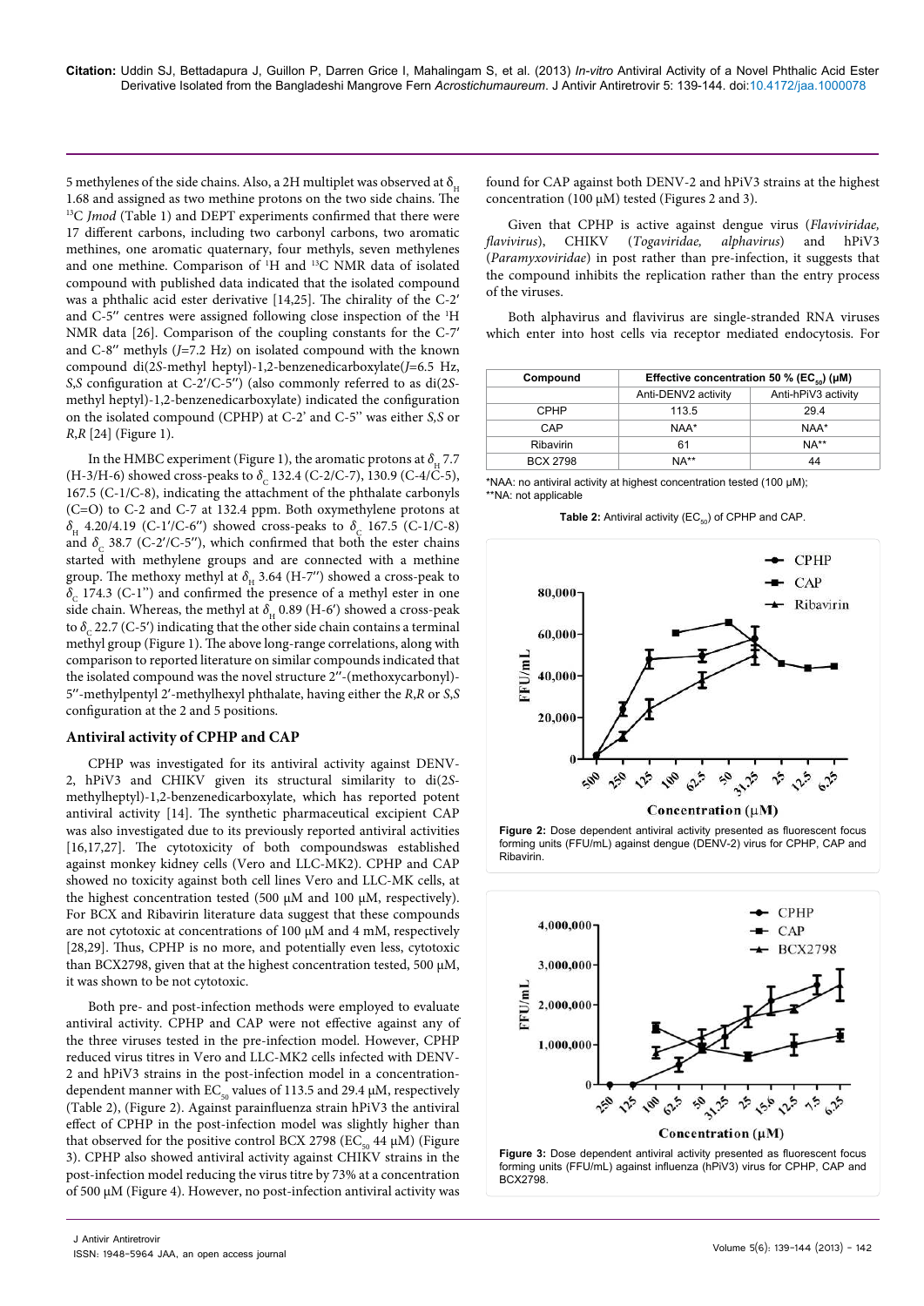5 methylenes of the side chains. Also, a 2H multiplet was observed at $\delta_H$ 1.68 and assigned as two methine protons on the two side chains. The [13]C *Jmod* (Table 1) and DEPT experiments confirmed that there were 17 different carbons, including two carbonyl carbons, two aromatic methines, one aromatic quaternary, four methyls, seven methylenes and one methine. Comparison of [1]H and [13]C NMR data of isolated compound with published data indicated that the isolated compound was a phthalic acid ester derivative [14,25]. The chirality of the C-2′ and C-5″ centres were assigned following close inspection of the [1]H NMR data [26]. Comparison of the coupling constants for the C-7′ and C-8″ methyls (*J*=7.2 Hz) on isolated compound with the known compound di(2*S*-methyl heptyl)-1,2-benzenedicarboxylate(*J*=6.5 Hz, *S,S* configuration at C-2′/C-5″) (also commonly referred to as di(2*S*-methyl heptyl)-1,2-benzenedicarboxylate) indicated the configuration on the isolated compound (CPHP) at C-2′ and C-5″ was either *S,S* or *R,R* [24] (Figure 1).

In the HMBC experiment (Figure 1), the aromatic protons at $\delta_H$ 7.7 (H-3/H-6) showed cross-peaks to $\delta_C$ 132.4 (C-2/C-7), 130.9 (C-4/C-5), 167.5 (C-1/C-8), indicating the attachment of the phthalate carbonyls (C=O) to C-2 and C-7 at 132.4 ppm. Both oxymethylene protons at $\delta_H$ 4.20/4.19 (C-1′/C-6″) showed cross-peaks to $\delta_C$ 167.5 (C-1/C-8) and $\delta_C$ 38.7 (C-2′/C-5″), which confirmed that both the ester chains started with methylene groups and are connected with a methine group. The methoxy methyl at $\delta_H$ 3.64 (H-7″) showed a cross-peak to $\delta_C$ 174.3 (C-1″) and confirmed the presence of a methyl ester in one side chain. Whereas, the methyl at $\delta_H$ 0.89 (H-6′) showed a cross-peak to $\delta_C$ 22.7 (C-5′) indicating that the other side chain contains a terminal methyl group (Figure 1). The above long-range correlations, along with comparison to reported literature on similar compounds indicated that the isolated compound was the novel structure 2″-(methoxycarbonyl)-5″-methylpentyl 2′-methylhexyl phthalate, having either the *R,R* or *S,S* configuration at the 2 and 5 positions.

### Antiviral activity of CPHP and CAP

CPHP was investigated for its antiviral activity against DENV-2, hPiV3 and CHIKV given its structural similarity to di(2*S*-methylheptyl)-1,2-benzenedicarboxylate, which has reported potent antiviral activity [14]. The synthetic pharmaceutical excipient CAP was also investigated due to its previously reported antiviral activities [16,17,27]. The cytotoxicity of both compoundswas established against monkey kidney cells (Vero and LLC-MK2). CPHP and CAP showed no toxicity against both cell lines Vero and LLC-MK cells, at the highest concentration tested (500 µM and 100 µM, respectively). For BCX and Ribavirin literature data suggest that these compounds are not cytotoxic at concentrations of 100 µM and 4 mM, respectively [28,29]. Thus, CPHP is no more, and potentially even less, cytotoxic than BCX2798, given that at the highest concentration tested, 500 µM, it was shown to be not cytotoxic.

Both pre- and post-infection methods were employed to evaluate antiviral activity. CPHP and CAP were not effective against any of the three viruses tested in the pre-infection model. However, CPHP reduced virus titres in Vero and LLC-MK2 cells infected with DENV-2 and hPiV3 strains in the post-infection model in a concentration-dependent manner with $EC_{50}$ values of 113.5 and 29.4 µM, respectively (Table 2), (Figure 2). Against parainfluenza strain hPiV3 the antiviral effect of CPHP in the post-infection model was slightly higher than that observed for the positive control BCX 2798 ($EC_{50}$ 44 µM) (Figure 3). CPHP also showed antiviral activity against CHIKV strains in the post-infection model reducing the virus titre by 73% at a concentration of 500 µM (Figure 4). However, no post-infection antiviral activity was found for CAP against both DENV-2 and hPiV3 strains at the highest concentration (100 µM) tested (Figures 2 and 3).

Given that CPHP is active against dengue virus (*Flaviviridae, flavivirus*), CHIKV (*Togaviridae, alphavirus*) and hPiV3 (*Paramyxoviridae*) in post rather than pre-infection, it suggests that the compound inhibits the replication rather than the entry process of the viruses.

Both alphavirus and flavivirus are single-stranded RNA viruses which enter into host cells via receptor mediated endocytosis. For

| Compound | Effective concentration 50 % ($EC_{50}$) (µM) | |
|---|---|---|
| | Anti-DENV2 activity | Anti-hPiV3 activity |
| CPHP | 113.5 | 29.4 |
| CAP | NAA* | NAA* |
| Ribavirin | 61 | NA** |
| BCX 2798 | NA** | 44 |

*NAA: no antiviral activity at highest concentration tested (100 µM);
**NA: not applicable

**Table 2:** Antiviral activity ($EC_{50}$) of CPHP and CAP.

**Figure 2:** Dose dependent antiviral activity presented as fluorescent focus forming units (FFU/mL) against dengue (DENV-2) virus for CPHP, CAP and Ribavirin.

**Figure 3:** Dose dependent antiviral activity presented as fluorescent focus forming units (FFU/mL) against influenza (hPiV3) virus for CPHP, CAP and BCX2798.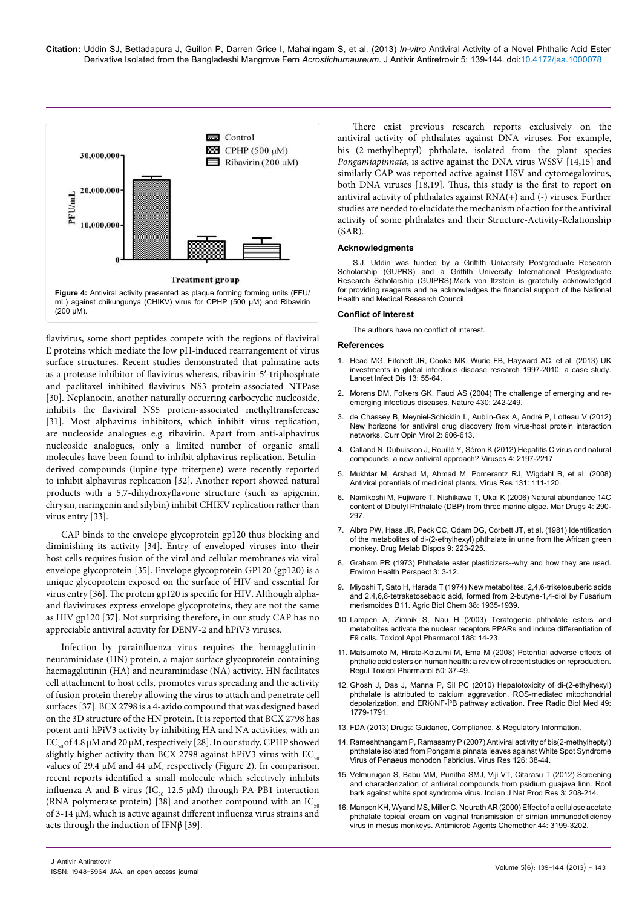Figure 4: Antiviral activity presented as plaque forming forming units (FFU/mL) against chikungunya (CHIKV) virus for CPHP (500 μM) and Ribavirin (200 μM).

flavivirus, some short peptides compete with the regions of flaviviral E proteins which mediate the low pH-induced rearrangement of virus surface structures. Recent studies demonstrated that palmatine acts as a protease inhibitor of flavivirus whereas, ribavirin-5′-triphosphate and paclitaxel inhibited flavivirus NS3 protein-associated NTPase [30]. Neplanocin, another naturally occurring carbocyclic nucleoside, inhibits the flaviviral NS5 protein-associated methyltransferase [31]. Most alphavirus inhibitors, which inhibit virus replication, are nucleoside analogues e.g. ribavirin. Apart from anti-alphavirus nucleoside analogues, only a limited number of organic small molecules have been found to inhibit alphavirus replication. Betulin-derived compounds (lupine-type triterpene) were recently reported to inhibit alphavirus replication [32]. Another report showed natural products with a 5,7-dihydroxyflavone structure (such as apigenin, chrysin, naringenin and silybin) inhibit CHIKV replication rather than virus entry [33].

CAP binds to the envelope glycoprotein gp120 thus blocking and diminishing its activity [34]. Entry of enveloped viruses into their host cells requires fusion of the viral and cellular membranes via viral envelope glycoprotein [35]. Envelope glycoprotein GP120 (gp120) is a unique glycoprotein exposed on the surface of HIV and essential for virus entry [36]. The protein gp120 is specific for HIV. Although alpha- and flaviviruses express envelope glycoproteins, they are not the same as HIV gp120 [37]. Not surprising therefore, in our study CAP has no appreciable antiviral activity for DENV-2 and hPiV3 viruses.

Infection by parainfluenza virus requires the hemagglutinin-neuraminidase (HN) protein, a major surface glycoprotein containing haemagglutinin (HA) and neuraminidase (NA) activity. HN facilitates cell attachment to host cells, promotes virus spreading and the activity of fusion protein thereby allowing the virus to attach and penetrate cell surfaces [37]. BCX 2798 is a 4-azido compound that was designed based on the 3D structure of the HN protein. It is reported that BCX 2798 has potent anti-hPiV3 activity by inhibiting HA and NA activities, with an $EC_{50}$ of 4.8 μM and 20 μM, respectively [28]. In our study, CPHP showed slightly higher activity than BCX 2798 against hPiV3 virus with $EC_{50}$ values of 29.4 μM and 44 μM, respectively (Figure 2). In comparison, recent reports identified a small molecule which selectively inhibits influenza A and B virus ($IC_{50}$ 12.5 μM) through PA-PB1 interaction (RNA polymerase protein) [38] and another compound with an $IC_{50}$ of 3-14 μM, which is active against different influenza virus strains and acts through the induction of IFNβ [39].

There exist previous research reports exclusively on the antiviral activity of phthalates against DNA viruses. For example, bis (2-methylheptyl) phthalate, isolated from the plant species *Pongamiapinnata*, is active against the DNA virus WSSV [14,15] and similarly CAP was reported active against HSV and cytomegalovirus, both DNA viruses [18,19]. Thus, this study is the first to report on antiviral activity of phthalates against RNA(+) and (-) viruses. Further studies are needed to elucidate the mechanism of action for the antiviral activity of some phthalates and their Structure-Activity-Relationship (SAR).

## Acknowledgments

S.J. Uddin was funded by a Griffith University Postgraduate Research Scholarship (GUPRS) and a Griffith University International Postgraduate Research Scholarship (GUIPRS).Mark von Itzstein is gratefully acknowledged for providing reagents and he acknowledges the financial support of the National Health and Medical Research Council.

## Conflict of Interest

The authors have no conflict of interest.

## References

1. Head MG, Fitchett JR, Cooke MK, Wurie FB, Hayward AC, et al. (2013) UK investments in global infectious disease research 1997-2010: a case study. Lancet Infect Dis 13: 55-64.
2. Morens DM, Folkers GK, Fauci AS (2004) The challenge of emerging and re-emerging infectious diseases. Nature 430: 242-249.
3. de Chassey B, Meyniel-Schicklin L, Aublin-Gex A, André P, Lotteau V (2012) New horizons for antiviral drug discovery from virus-host protein interaction networks. Curr Opin Virol 2: 606-613.
4. Calland N, Dubuisson J, Rouillé Y, Séron K (2012) Hepatitis C virus and natural compounds: a new antiviral approach? Viruses 4: 2197-2217.
5. Mukhtar M, Arshad M, Ahmad M, Pomerantz RJ, Wigdahl B, et al. (2008) Antiviral potentials of medicinal plants. Virus Res 131: 111-120.
6. Namikoshi M, Fujiware T, Nishikawa T, Ukai K (2006) Natural abundance 14C content of Dibutyl Phthalate (DBP) from three marine algae. Mar Drugs 4: 290-297.
7. Albro PW, Hass JR, Peck CC, Odam DG, Corbett JT, et al. (1981) Identification of the metabolites of di-(2-ethylhexyl) phthalate in urine from the African green monkey. Drug Metab Dispos 9: 223-225.
8. Graham PR (1973) Phthalate ester plasticizers--why and how they are used. Environ Health Perspect 3: 3-12.
9. Miyoshi T, Sato H, Harada T (1974) New metabolites, 2,4,6-triketosuberic acids and 2,4,6,8-tetraketosebacic acid, formed from 2-butyne-1,4-diol by Fusarium merismoides B11. Agric Biol Chem 38: 1935-1939.
10. Lampen A, Zimnik S, Nau H (2003) Teratogenic phthalate esters and metabolites activate the nuclear receptors PPARs and induce differentiation of F9 cells. Toxicol Appl Pharmacol 188: 14-23.
11. Matsumoto M, Hirata-Koizumi M, Ema M (2008) Potential adverse effects of phthalic acid esters on human health: a review of recent studies on reproduction. Regul Toxicol Pharmacol 50: 37-49.
12. Ghosh J, Das J, Manna P, Sil PC (2010) Hepatotoxicity of di-(2-ethylhexyl) phthalate is attributed to calcium aggravation, ROS-mediated mitochondrial depolarization, and ERK/NF-Î°B pathway activation. Free Radic Biol Med 49: 1779-1791.
13. FDA (2013) Drugs: Guidance, Compliance, & Regulatory Information.
14. Rameshthangam P, Ramasamy P (2007) Antiviral activity of bis(2-methylheptyl) phthalate isolated from Pongamia pinnata leaves against White Spot Syndrome Virus of Penaeus monodon Fabricius. Virus Res 126: 38-44.
15. Velmurugan S, Babu MM, Punitha SMJ, Viji VT, Citarasu T (2012) Screening and characterization of antiviral compounds from psidium guajava linn. Root bark against white spot syndrome virus. Indian J Nat Prod Res 3: 208-214.
16. Manson KH, Wyand MS, Miller C, Neurath AR (2000) Effect of a cellulose acetate phthalate topical cream on vaginal transmission of simian immunodeficiency virus in rhesus monkeys. Antimicrob Agents Chemother 44: 3199-3202.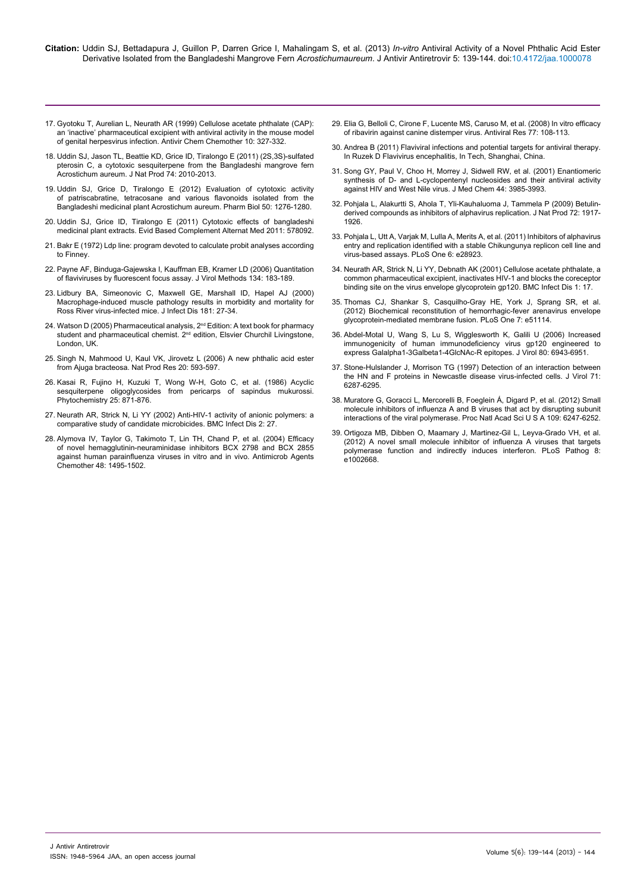17. Gyotoku T, Aurelian L, Neurath AR (1999) Cellulose acetate phthalate (CAP): an 'inactive' pharmaceutical excipient with antiviral activity in the mouse model of genital herpesvirus infection. Antivir Chem Chemother 10: 327-332.
18. Uddin SJ, Jason TL, Beattie KD, Grice ID, Tiralongo E (2011) (2S,3S)-sulfated pterosin C, a cytotoxic sesquiterpene from the Bangladeshi mangrove fern Acrostichum aureum. J Nat Prod 74: 2010-2013.
19. Uddin SJ, Grice D, Tiralongo E (2012) Evaluation of cytotoxic activity of patriscabratine, tetracosane and various flavonoids isolated from the Bangladeshi medicinal plant Acrostichum aureum. Pharm Biol 50: 1276-1280.
20. Uddin SJ, Grice ID, Tiralongo E (2011) Cytotoxic effects of bangladeshi medicinal plant extracts. Evid Based Complement Alternat Med 2011: 578092.
21. Bakr E (1972) Ldp line: program devoted to calculate probit analyses according to Finney.
22. Payne AF, Binduga-Gajewska I, Kauffman EB, Kramer LD (2006) Quantitation of flaviviruses by fluorescent focus assay. J Virol Methods 134: 183-189.
23. Lidbury BA, Simeonovic C, Maxwell GE, Marshall ID, Hapel AJ (2000) Macrophage-induced muscle pathology results in morbidity and mortality for Ross River virus-infected mice. J Infect Dis 181: 27-34.
24. Watson D (2005) Pharmaceutical analysis, 2nd Edition: A text book for pharmacy student and pharmaceutical chemist. 2nd edition, Elsvier Churchil Livingstone, London, UK.
25. Singh N, Mahmood U, Kaul VK, Jirovetz L (2006) A new phthalic acid ester from Ajuga bracteosa. Nat Prod Res 20: 593-597.
26. Kasai R, Fujino H, Kuzuki T, Wong W-H, Goto C, et al. (1986) Acyclic sesquiterpene oligoglycosides from pericarps of sapindus mukurossi. Phytochemistry 25: 871-876.
27. Neurath AR, Strick N, Li YY (2002) Anti-HIV-1 activity of anionic polymers: a comparative study of candidate microbicides. BMC Infect Dis 2: 27.
28. Alymova IV, Taylor G, Takimoto T, Lin TH, Chand P, et al. (2004) Efficacy of novel hemagglutinin-neuraminidase inhibitors BCX 2798 and BCX 2855 against human parainfluenza viruses in vitro and in vivo. Antimicrob Agents Chemother 48: 1495-1502.
29. Elia G, Belloli C, Cirone F, Lucente MS, Caruso M, et al. (2008) In vitro efficacy of ribavirin against canine distemper virus. Antiviral Res 77: 108-113.
30. Andrea B (2011) Flaviviral infections and potential targets for antiviral therapy. In Ruzek D Flavivirus encephalitis, In Tech, Shanghai, China.
31. Song GY, Paul V, Choo H, Morrey J, Sidwell RW, et al. (2001) Enantiomeric synthesis of D- and L-cyclopentenyl nucleosides and their antiviral activity against HIV and West Nile virus. J Med Chem 44: 3985-3993.
32. Pohjala L, Alakurtti S, Ahola T, Yli-Kauhaluoma J, Tammela P (2009) Betulin-derived compounds as inhibitors of alphavirus replication. J Nat Prod 72: 1917-1926.
33. Pohjala L, Utt A, Varjak M, Lulla A, Merits A, et al. (2011) Inhibitors of alphavirus entry and replication identified with a stable Chikungunya replicon cell line and virus-based assays. PLoS One 6: e28923.
34. Neurath AR, Strick N, Li YY, Debnath AK (2001) Cellulose acetate phthalate, a common pharmaceutical excipient, inactivates HIV-1 and blocks the coreceptor binding site on the virus envelope glycoprotein gp120. BMC Infect Dis 1: 17.
35. Thomas CJ, Shankar S, Casquilho-Gray HE, York J, Sprang SR, et al. (2012) Biochemical reconstitution of hemorrhagic-fever arenavirus envelope glycoprotein-mediated membrane fusion. PLoS One 7: e51114.
36. Abdel-Motal U, Wang S, Lu S, Wigglesworth K, Galili U (2006) Increased immunogenicity of human immunodeficiency virus gp120 engineered to express Galalpha1-3Galbeta1-4GlcNAc-R epitopes. J Virol 80: 6943-6951.
37. Stone-Hulslander J, Morrison TG (1997) Detection of an interaction between the HN and F proteins in Newcastle disease virus-infected cells. J Virol 71: 6287-6295.
38. Muratore G, Goracci L, Mercorelli B, Foeglein Á, Digard P, et al. (2012) Small molecule inhibitors of influenza A and B viruses that act by disrupting subunit interactions of the viral polymerase. Proc Natl Acad Sci U S A 109: 6247-6252.
39. Ortigoza MB, Dibben O, Maamary J, Martinez-Gil L, Leyva-Grado VH, et al. (2012) A novel small molecule inhibitor of influenza A viruses that targets polymerase function and indirectly induces interferon. PLoS Pathog 8: e1002668.